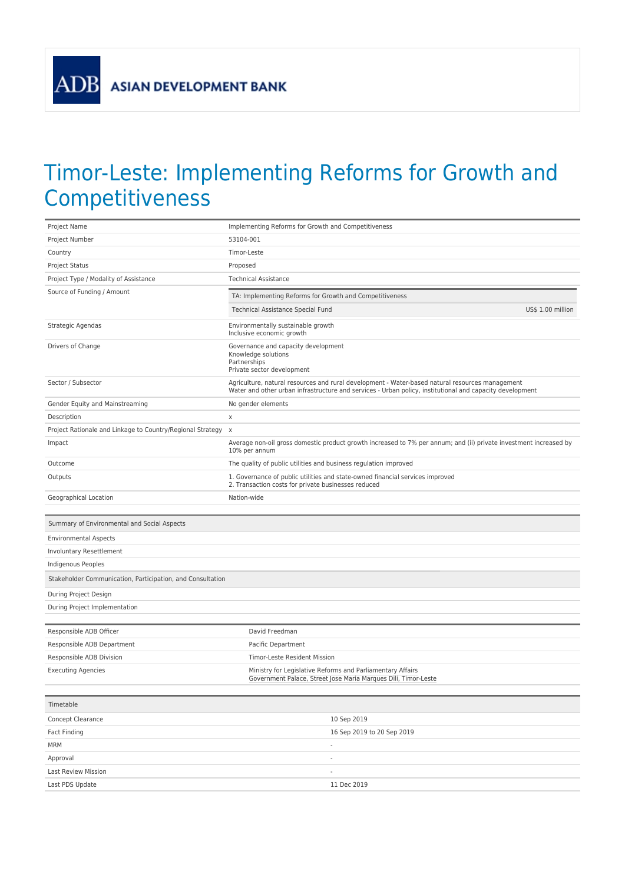ADB ASIAN DEVELOPMENT BANK

# Timor-Leste: Implementing Reforms for Growth and Competitiveness

| | |
|---|---|
| Project Name | Implementing Reforms for Growth and Competitiveness |
| Project Number | 53104-001 |
| Country | Timor-Leste |
| Project Status | Proposed |
| Project Type / Modality of Assistance | Technical Assistance |
| Source of Funding / Amount | TA: Implementing Reforms for Growth and Competitiveness<br>Technical Assistance Special Fund — US$ 1.00 million |
| Strategic Agendas | Environmentally sustainable growth<br>Inclusive economic growth |
| Drivers of Change | Governance and capacity development<br>Knowledge solutions<br>Partnerships<br>Private sector development |
| Sector / Subsector | Agriculture, natural resources and rural development - Water-based natural resources management<br>Water and other urban infrastructure and services - Urban policy, institutional and capacity development |
| Gender Equity and Mainstreaming | No gender elements |
| Description | x |
| Project Rationale and Linkage to Country/Regional Strategy | x |
| Impact | Average non-oil gross domestic product growth increased to 7% per annum; and (ii) private investment increased by 10% per annum |
| Outcome | The quality of public utilities and business regulation improved |
| Outputs | 1. Governance of public utilities and state-owned financial services improved<br>2. Transaction costs for private businesses reduced |
| Geographical Location | Nation-wide |

| Summary of Environmental and Social Aspects | |
|---|---|
| Environmental Aspects | |
| Involuntary Resettlement | |
| Indigenous Peoples | |
| **Stakeholder Communication, Participation, and Consultation** | |
| During Project Design | |
| During Project Implementation | |

| | |
|---|---|
| Responsible ADB Officer | David Freedman |
| Responsible ADB Department | Pacific Department |
| Responsible ADB Division | Timor-Leste Resident Mission |
| Executing Agencies | Ministry for Legislative Reforms and Parliamentary Affairs<br>Government Palace, Street Jose Maria Marques Dili, Timor-Leste |

| Timetable | |
|---|---|
| Concept Clearance | 10 Sep 2019 |
| Fact Finding | 16 Sep 2019 to 20 Sep 2019 |
| MRM | - |
| Approval | - |
| Last Review Mission | - |
| Last PDS Update | 11 Dec 2019 |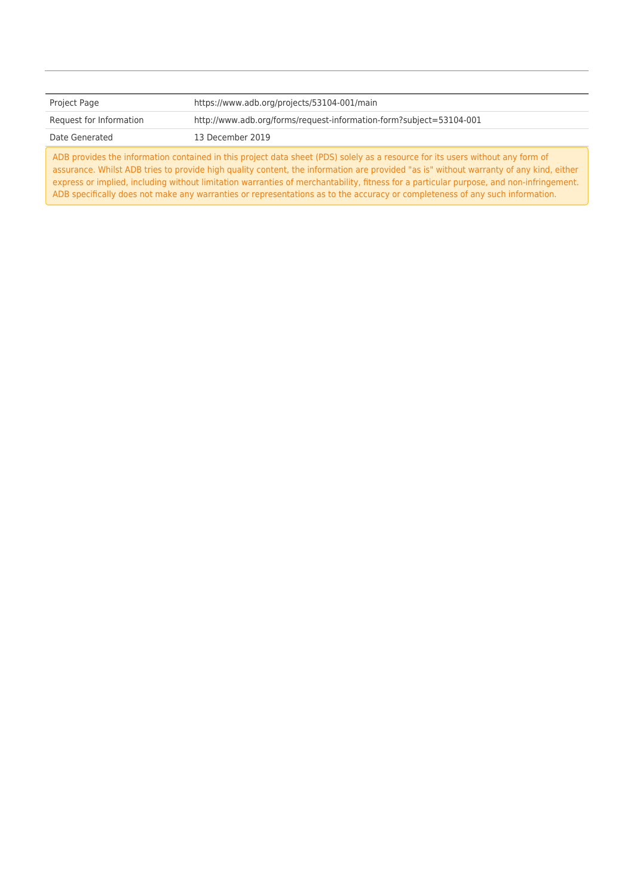| | |
|---|---|
| Project Page | https://www.adb.org/projects/53104-001/main |
| Request for Information | http://www.adb.org/forms/request-information-form?subject=53104-001 |
| Date Generated | 13 December 2019 |

ADB provides the information contained in this project data sheet (PDS) solely as a resource for its users without any form of assurance. Whilst ADB tries to provide high quality content, the information are provided "as is" without warranty of any kind, either express or implied, including without limitation warranties of merchantability, fitness for a particular purpose, and non-infringement. ADB specifically does not make any warranties or representations as to the accuracy or completeness of any such information.